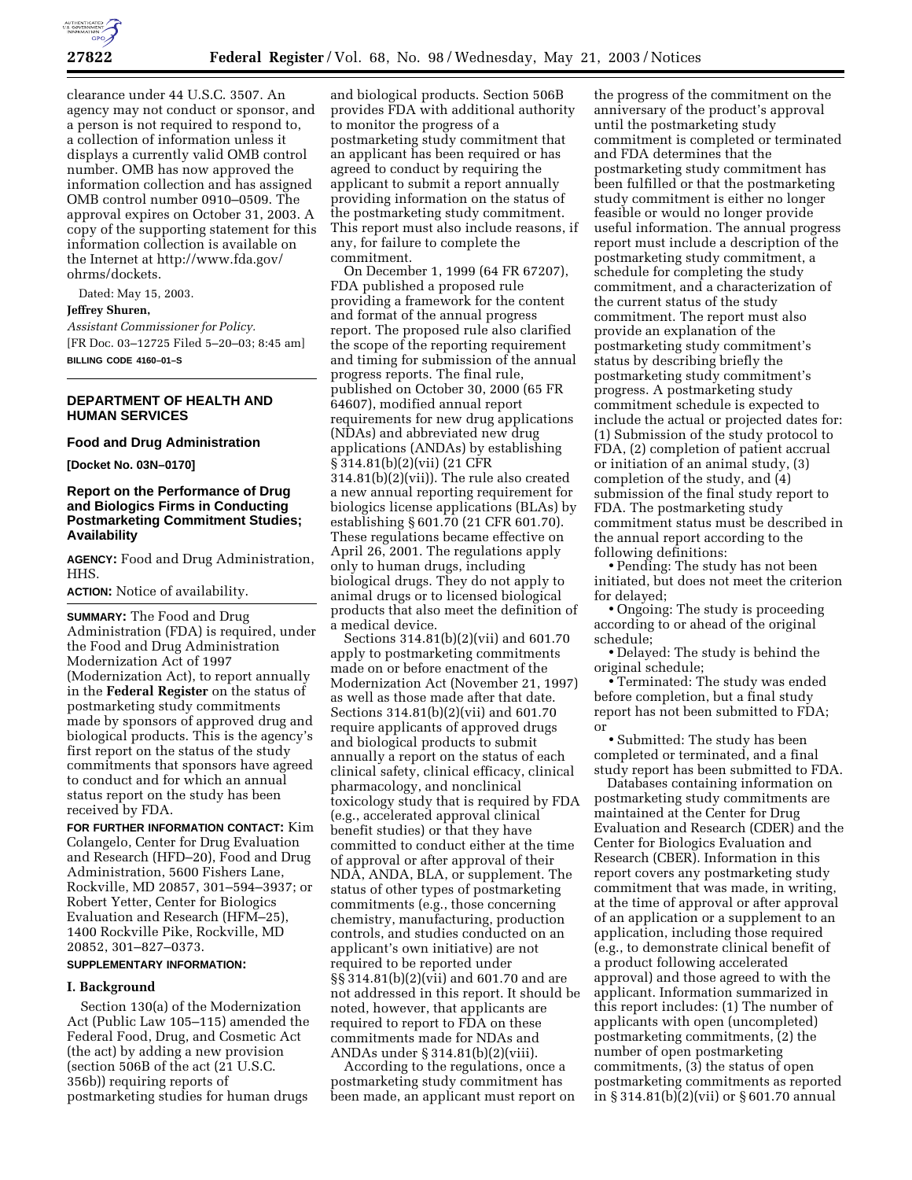clearance under 44 U.S.C. 3507. An agency may not conduct or sponsor, and a person is not required to respond to, a collection of information unless it displays a currently valid OMB control number. OMB has now approved the information collection and has assigned OMB control number 0910–0509. The approval expires on October 31, 2003. A copy of the supporting statement for this information collection is available on the Internet at http://www.fda.gov/ohrms/dockets.

Dated: May 15, 2003.

**Jeffrey Shuren,**

*Assistant Commissioner for Policy.*

[FR Doc. 03–12725 Filed 5–20–03; 8:45 am]

**BILLING CODE 4160–01–S**

## DEPARTMENT OF HEALTH AND HUMAN SERVICES

### Food and Drug Administration

**[Docket No. 03N–0170]**

### Report on the Performance of Drug and Biologics Firms in Conducting Postmarketing Commitment Studies; Availability

**AGENCY:** Food and Drug Administration, HHS.

**ACTION:** Notice of availability.

**SUMMARY:** The Food and Drug Administration (FDA) is required, under the Food and Drug Administration Modernization Act of 1997 (Modernization Act), to report annually in the **Federal Register** on the status of postmarketing study commitments made by sponsors of approved drug and biological products. This is the agency's first report on the status of the study commitments that sponsors have agreed to conduct and for which an annual status report on the study has been received by FDA.

**FOR FURTHER INFORMATION CONTACT:** Kim Colangelo, Center for Drug Evaluation and Research (HFD–20), Food and Drug Administration, 5600 Fishers Lane, Rockville, MD 20857, 301–594–3937; or Robert Yetter, Center for Biologics Evaluation and Research (HFM–25), 1400 Rockville Pike, Rockville, MD 20852, 301–827–0373.

**SUPPLEMENTARY INFORMATION:**

#### I. Background

Section 130(a) of the Modernization Act (Public Law 105–115) amended the Federal Food, Drug, and Cosmetic Act (the act) by adding a new provision (section 506B of the act (21 U.S.C. 356b)) requiring reports of postmarketing studies for human drugs and biological products. Section 506B provides FDA with additional authority to monitor the progress of a postmarketing study commitment that an applicant has been required or has agreed to conduct by requiring the applicant to submit a report annually providing information on the status of the postmarketing study commitment. This report must also include reasons, if any, for failure to complete the commitment.

On December 1, 1999 (64 FR 67207), FDA published a proposed rule providing a framework for the content and format of the annual progress report. The proposed rule also clarified the scope of the reporting requirement and timing for submission of the annual progress reports. The final rule, published on October 30, 2000 (65 FR 64607), modified annual report requirements for new drug applications (NDAs) and abbreviated new drug applications (ANDAs) by establishing § 314.81(b)(2)(vii) (21 CFR 314.81(b)(2)(vii)). The rule also created a new annual reporting requirement for biologics license applications (BLAs) by establishing § 601.70 (21 CFR 601.70). These regulations became effective on April 26, 2001. The regulations apply only to human drugs, including biological drugs. They do not apply to animal drugs or to licensed biological products that also meet the definition of a medical device.

Sections 314.81(b)(2)(vii) and 601.70 apply to postmarketing commitments made on or before enactment of the Modernization Act (November 21, 1997) as well as those made after that date. Sections 314.81(b)(2)(vii) and 601.70 require applicants of approved drugs and biological products to submit annually a report on the status of each clinical safety, clinical efficacy, clinical pharmacology, and nonclinical toxicology study that is required by FDA (e.g., accelerated approval clinical benefit studies) or that they have committed to conduct either at the time of approval or after approval of their NDA, ANDA, BLA, or supplement. The status of other types of postmarketing commitments (e.g., those concerning chemistry, manufacturing, production controls, and studies conducted on an applicant's own initiative) are not required to be reported under §§ 314.81(b)(2)(vii) and 601.70 and are not addressed in this report. It should be noted, however, that applicants are required to report to FDA on these commitments made for NDAs and ANDAs under § 314.81(b)(2)(viii).

According to the regulations, once a postmarketing study commitment has been made, an applicant must report on the progress of the commitment on the anniversary of the product's approval until the postmarketing study commitment is completed or terminated and FDA determines that the postmarketing study commitment has been fulfilled or that the postmarketing study commitment is either no longer feasible or would no longer provide useful information. The annual progress report must include a description of the postmarketing study commitment, a schedule for completing the study commitment, and a characterization of the current status of the study commitment. The report must also provide an explanation of the postmarketing study commitment's status by describing briefly the postmarketing study commitment's progress. A postmarketing study commitment schedule is expected to include the actual or projected dates for: (1) Submission of the study protocol to FDA, (2) completion of patient accrual or initiation of an animal study, (3) completion of the study, and (4) submission of the final study report to FDA. The postmarketing study commitment status must be described in the annual report according to the following definitions:

- Pending: The study has not been initiated, but does not meet the criterion for delayed;
- Ongoing: The study is proceeding according to or ahead of the original schedule;
- Delayed: The study is behind the original schedule;
- Terminated: The study was ended before completion, but a final study report has not been submitted to FDA; or
- Submitted: The study has been completed or terminated, and a final study report has been submitted to FDA.

Databases containing information on postmarketing study commitments are maintained at the Center for Drug Evaluation and Research (CDER) and the Center for Biologics Evaluation and Research (CBER). Information in this report covers any postmarketing study commitment that was made, in writing, at the time of approval or after approval of an application or a supplement to an application, including those required (e.g., to demonstrate clinical benefit of a product following accelerated approval) and those agreed to with the applicant. Information summarized in this report includes: (1) The number of applicants with open (uncompleted) postmarketing commitments, (2) the number of open postmarketing commitments, (3) the status of open postmarketing commitments as reported in § 314.81(b)(2)(vii) or § 601.70 annual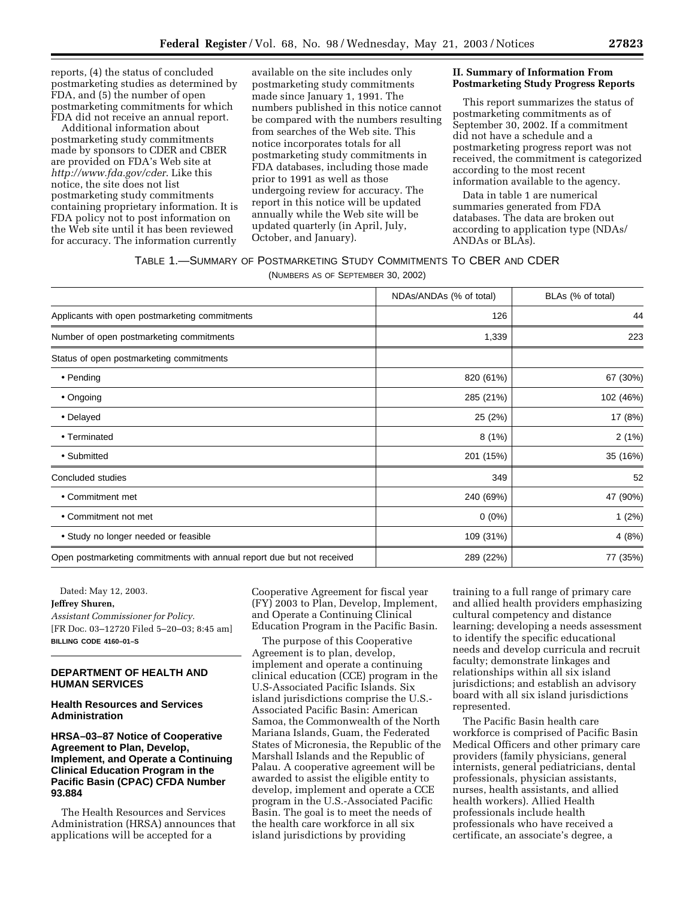reports, (4) the status of concluded postmarketing studies as determined by FDA, and (5) the number of open postmarketing commitments for which FDA did not receive an annual report.

Additional information about postmarketing study commitments made by sponsors to CDER and CBER are provided on FDA's Web site at *http://www.fda.gov/cder*. Like this notice, the site does not list postmarketing study commitments containing proprietary information. It is FDA policy not to post information on the Web site until it has been reviewed for accuracy. The information currently available on the site includes only postmarketing study commitments made since January 1, 1991. The numbers published in this notice cannot be compared with the numbers resulting from searches of the Web site. This notice incorporates totals for all postmarketing study commitments in FDA databases, including those made prior to 1991 as well as those undergoing review for accuracy. The report in this notice will be updated annually while the Web site will be updated quarterly (in April, July, October, and January).

**II. Summary of Information From Postmarketing Study Progress Reports**

This report summarizes the status of postmarketing commitments as of September 30, 2002. If a commitment did not have a schedule and a postmarketing progress report was not received, the commitment is categorized according to the most recent information available to the agency.

Data in table 1 are numerical summaries generated from FDA databases. The data are broken out according to application type (NDAs/ANDAs or BLAs).

TABLE 1.—SUMMARY OF POSTMARKETING STUDY COMMITMENTS TO CBER AND CDER
(NUMBERS AS OF SEPTEMBER 30, 2002)

| | NDAs/ANDAs (% of total) | BLAs (% of total) |
|---|---|---|
| Applicants with open postmarketing commitments | 126 | 44 |
| Number of open postmarketing commitments | 1,339 | 223 |
| Status of open postmarketing commitments | | |
| • Pending | 820 (61%) | 67 (30%) |
| • Ongoing | 285 (21%) | 102 (46%) |
| • Delayed | 25 (2%) | 17 (8%) |
| • Terminated | 8 (1%) | 2 (1%) |
| • Submitted | 201 (15%) | 35 (16%) |
| Concluded studies | 349 | 52 |
| • Commitment met | 240 (69%) | 47 (90%) |
| • Commitment not met | 0 (0%) | 1 (2%) |
| • Study no longer needed or feasible | 109 (31%) | 4 (8%) |
| Open postmarketing commitments with annual report due but not received | 289 (22%) | 77 (35%) |

Dated: May 12, 2003.

**Jeffrey Shuren,**

*Assistant Commissioner for Policy.*

[FR Doc. 03–12720 Filed 5–20–03; 8:45 am]

**BILLING CODE 4160–01–S**

## DEPARTMENT OF HEALTH AND HUMAN SERVICES

### Health Resources and Services Administration

### HRSA–03–87 Notice of Cooperative Agreement to Plan, Develop, Implement, and Operate a Continuing Clinical Education Program in the Pacific Basin (CPAC) CFDA Number 93.884

The Health Resources and Services Administration (HRSA) announces that applications will be accepted for a Cooperative Agreement for fiscal year (FY) 2003 to Plan, Develop, Implement, and Operate a Continuing Clinical Education Program in the Pacific Basin.

The purpose of this Cooperative Agreement is to plan, develop, implement and operate a continuing clinical education (CCE) program in the U.S-Associated Pacific Islands. Six island jurisdictions comprise the U.S.-Associated Pacific Basin: American Samoa, the Commonwealth of the North Mariana Islands, Guam, the Federated States of Micronesia, the Republic of the Marshall Islands and the Republic of Palau. A cooperative agreement will be awarded to assist the eligible entity to develop, implement and operate a CCE program in the U.S.-Associated Pacific Basin. The goal is to meet the needs of the health care workforce in all six island jurisdictions by providing training to a full range of primary care and allied health providers emphasizing cultural competency and distance learning; developing a needs assessment to identify the specific educational needs and develop curricula and recruit faculty; demonstrate linkages and relationships within all six island jurisdictions; and establish an advisory board with all six island jurisdictions represented.

The Pacific Basin health care workforce is comprised of Pacific Basin Medical Officers and other primary care providers (family physicians, general internists, general pediatricians, dental professionals, physician assistants, nurses, health assistants, and allied health workers). Allied Health professionals include health professionals who have received a certificate, an associate's degree, a